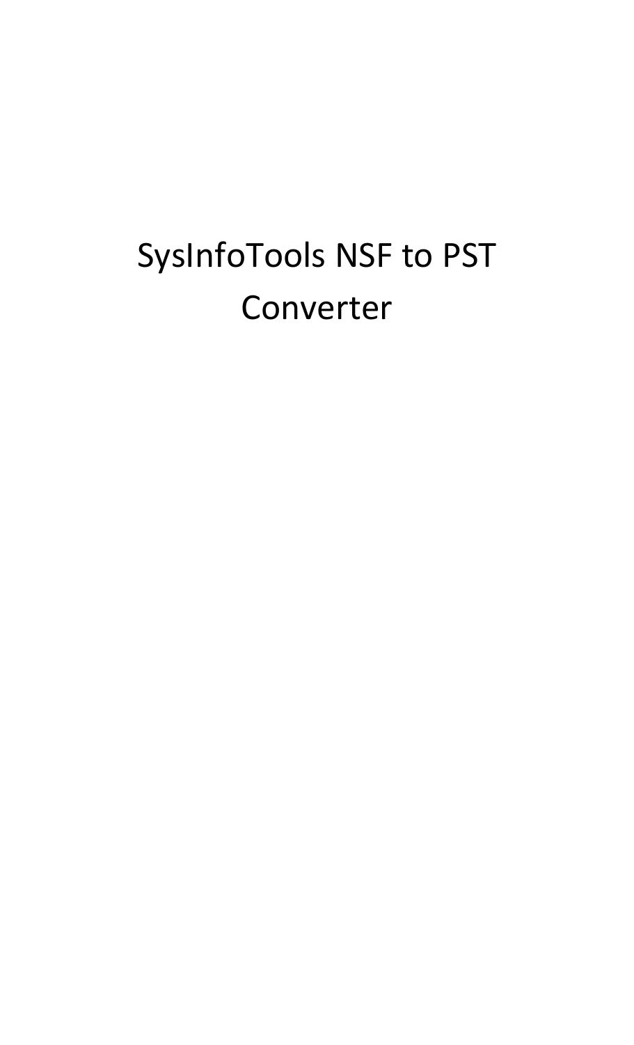# SysInfoTools NSF to PST Converter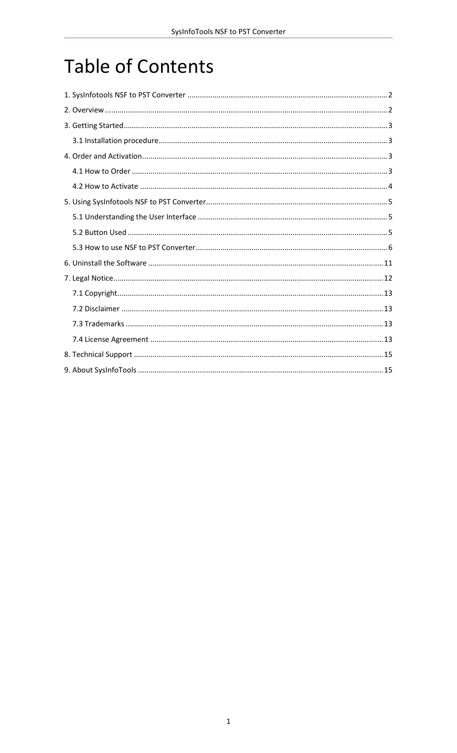# Table of Contents

1. SysInfotools NSF to PST Converter ........ 2
2. Overview ........ 2
3. Getting Started ........ 3
    - 3.1 Installation procedure ........ 3
4. Order and Activation ........ 3
    - 4.1 How to Order ........ 3
    - 4.2 How to Activate ........ 4
5. Using SysInfotools NSF to PST Converter ........ 5
    - 5.1 Understanding the User Interface ........ 5
    - 5.2 Button Used ........ 5
    - 5.3 How to use NSF to PST Converter ........ 6
6. Uninstall the Software ........ 11
7. Legal Notice ........ 12
    - 7.1 Copyright ........ 13
    - 7.2 Disclaimer ........ 13
    - 7.3 Trademarks ........ 13
    - 7.4 License Agreement ........ 13
8. Technical Support ........ 15
9. About SysInfoTools ........ 15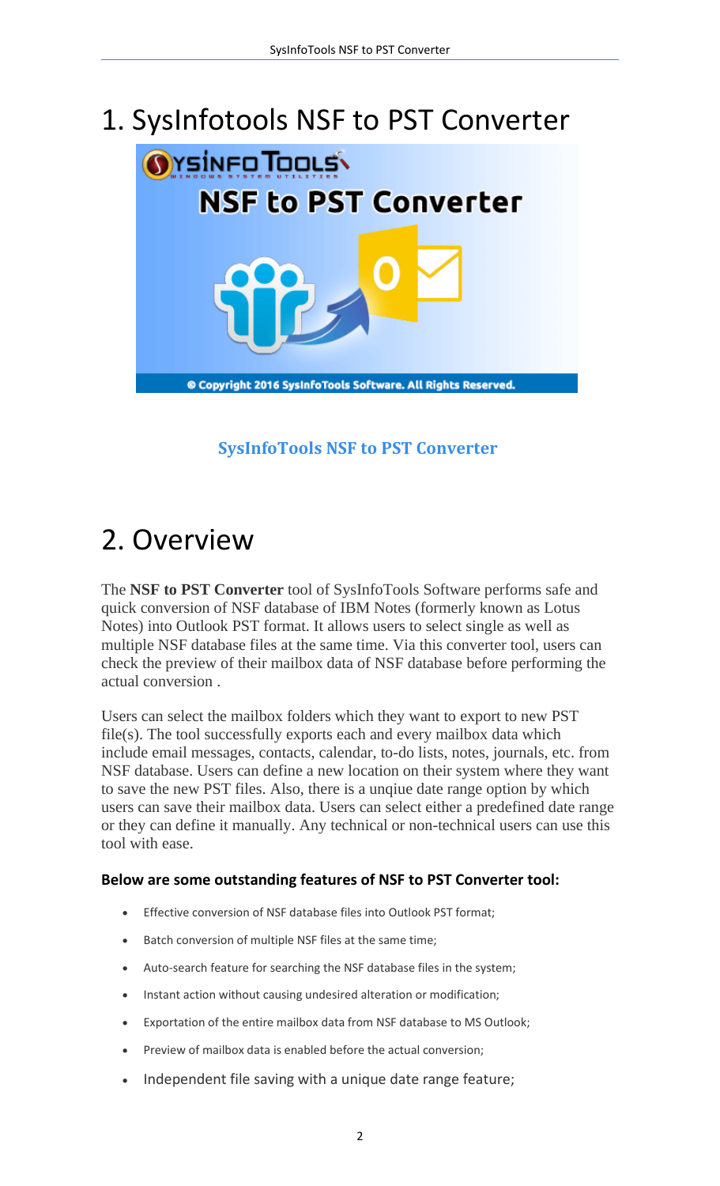# 1. SysInfotools NSF to PST Converter

**SysInfoTools NSF to PST Converter**

# 2. Overview

The **NSF to PST Converter** tool of SysInfoTools Software performs safe and quick conversion of NSF database of IBM Notes (formerly known as Lotus Notes) into Outlook PST format. It allows users to select single as well as multiple NSF database files at the same time. Via this converter tool, users can check the preview of their mailbox data of NSF database before performing the actual conversion .

Users can select the mailbox folders which they want to export to new PST file(s). The tool successfully exports each and every mailbox data which include email messages, contacts, calendar, to-do lists, notes, journals, etc. from NSF database. Users can define a new location on their system where they want to save the new PST files. Also, there is a unqiue date range option by which users can save their mailbox data. Users can select either a predefined date range or they can define it manually. Any technical or non-technical users can use this tool with ease.

**Below are some outstanding features of NSF to PST Converter tool:**

- Effective conversion of NSF database files into Outlook PST format;
- Batch conversion of multiple NSF files at the same time;
- Auto-search feature for searching the NSF database files in the system;
- Instant action without causing undesired alteration or modification;
- Exportation of the entire mailbox data from NSF database to MS Outlook;
- Preview of mailbox data is enabled before the actual conversion;
- Independent file saving with a unique date range feature;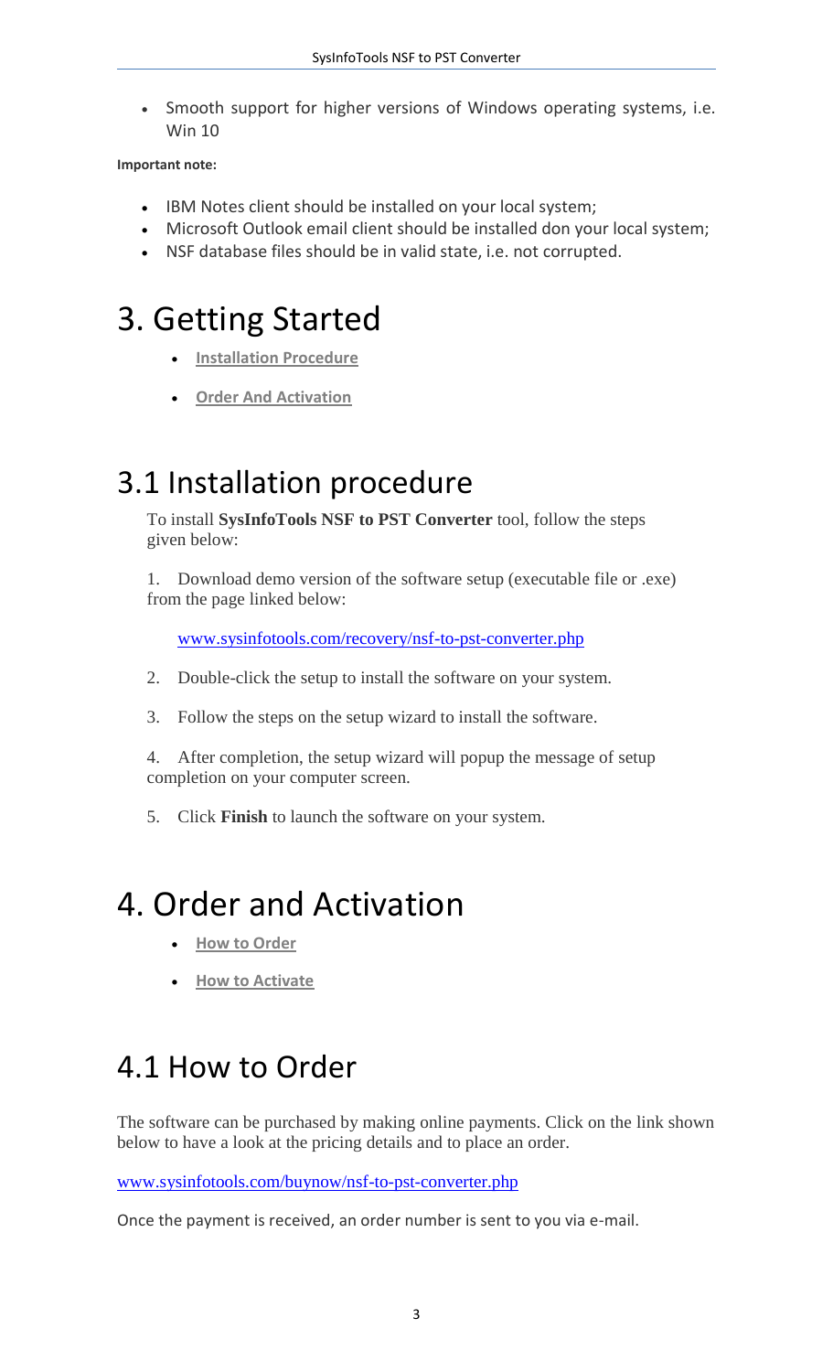- Smooth support for higher versions of Windows operating systems, i.e. Win 10

**Important note:**

- IBM Notes client should be installed on your local system;
- Microsoft Outlook email client should be installed don your local system;
- NSF database files should be in valid state, i.e. not corrupted.

# 3. Getting Started

- **Installation Procedure**
- **Order And Activation**

## 3.1 Installation procedure

To install **SysInfoTools NSF to PST Converter** tool, follow the steps given below:

1. Download demo version of the software setup (executable file or .exe) from the page linked below:

   www.sysinfotools.com/recovery/nsf-to-pst-converter.php

2. Double-click the setup to install the software on your system.
3. Follow the steps on the setup wizard to install the software.
4. After completion, the setup wizard will popup the message of setup completion on your computer screen.
5. Click **Finish** to launch the software on your system.

# 4. Order and Activation

- **How to Order**
- **How to Activate**

## 4.1 How to Order

The software can be purchased by making online payments. Click on the link shown below to have a look at the pricing details and to place an order.

www.sysinfotools.com/buynow/nsf-to-pst-converter.php

Once the payment is received, an order number is sent to you via e-mail.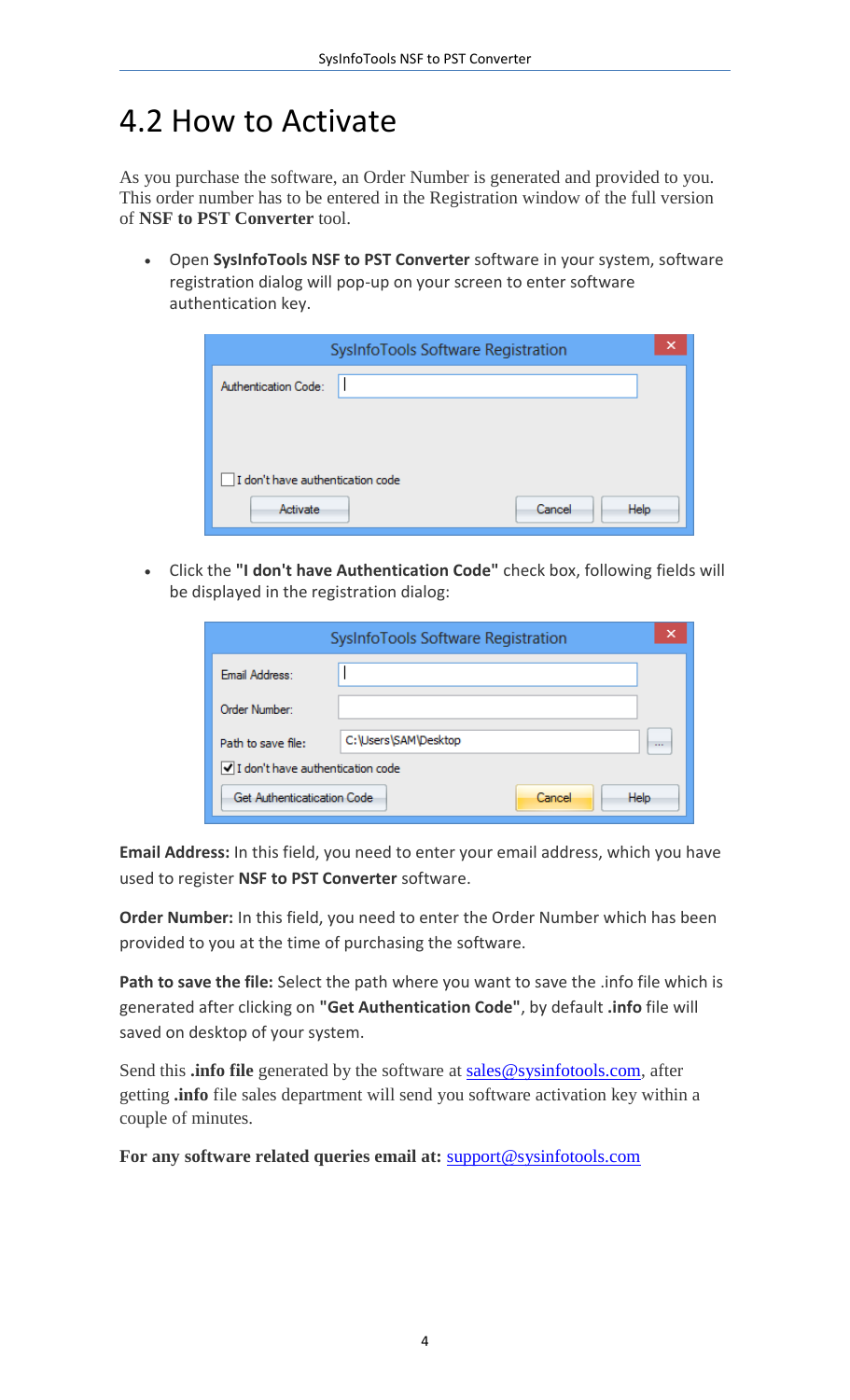# 4.2 How to Activate

As you purchase the software, an Order Number is generated and provided to you. This order number has to be entered in the Registration window of the full version of **NSF to PST Converter** tool.

- Open **SysInfoTools NSF to PST Converter** software in your system, software registration dialog will pop-up on your screen to enter software authentication key.

- Click the **"I don't have Authentication Code"** check box, following fields will be displayed in the registration dialog:

**Email Address:** In this field, you need to enter your email address, which you have used to register **NSF to PST Converter** software.

**Order Number:** In this field, you need to enter the Order Number which has been provided to you at the time of purchasing the software.

**Path to save the file:** Select the path where you want to save the .info file which is generated after clicking on **"Get Authentication Code"**, by default **.info** file will saved on desktop of your system.

Send this **.info file** generated by the software at sales@sysinfotools.com, after getting **.info** file sales department will send you software activation key within a couple of minutes.

**For any software related queries email at:** support@sysinfotools.com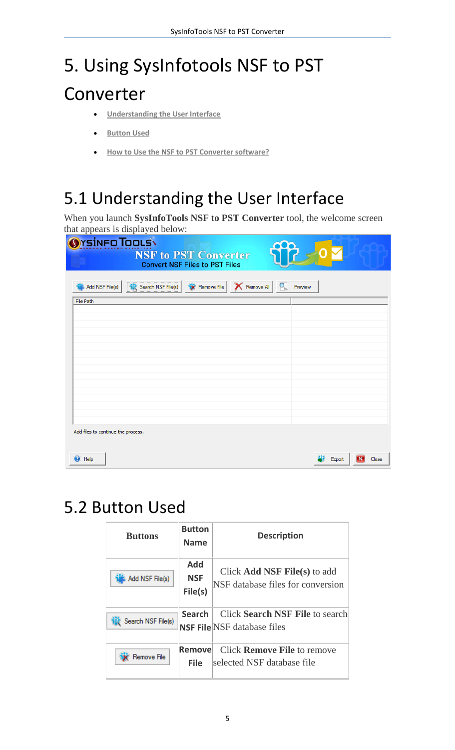# 5. Using SysInfotools NSF to PST Converter

- Understanding the User Interface
- Button Used
- How to Use the NSF to PST Converter software?

## 5.1 Understanding the User Interface

When you launch **SysInfoTools NSF to PST Converter** tool, the welcome screen that appears is displayed below:

## 5.2 Button Used

| Buttons | Button Name | Description |
|---|---|---|
| Add NSF File(s) | Add NSF File(s) | Click **Add NSF File(s)** to add NSF database files for conversion |
| Search NSF File(s) | Search NSF File | Click **Search NSF File** to search NSF database files |
| Remove File | Remove File | Click **Remove File** to remove selected NSF database file |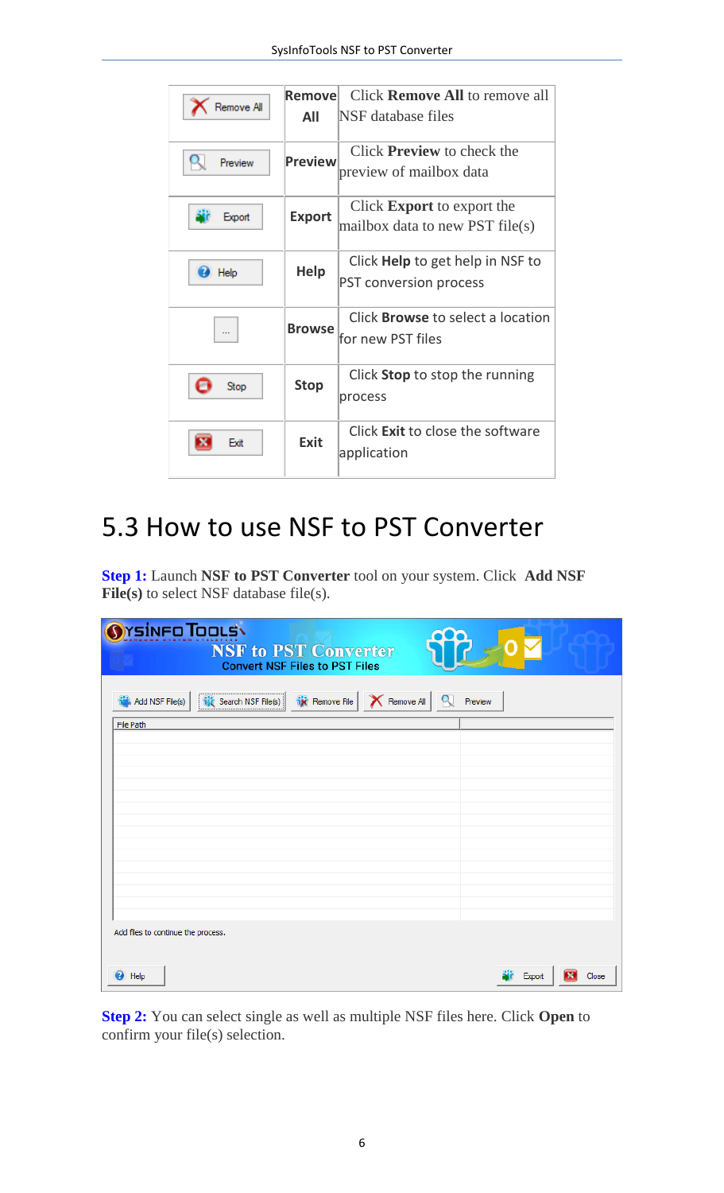| | | |
|---|---|---|
| Remove All | **Remove All** | Click **Remove All** to remove all NSF database files |
| Preview | **Preview** | Click **Preview** to check the preview of mailbox data |
| Export | **Export** | Click **Export** to export the mailbox data to new PST file(s) |
| Help | **Help** | Click **Help** to get help in NSF to PST conversion process |
| ... | **Browse** | Click **Browse** to select a location for new PST files |
| Stop | **Stop** | Click **Stop** to stop the running process |
| Exit | **Exit** | Click **Exit** to close the software application |

# 5.3 How to use NSF to PST Converter

**Step 1:** Launch **NSF to PST Converter** tool on your system. Click **Add NSF File(s)** to select NSF database file(s).

**Step 2:** You can select single as well as multiple NSF files here. Click **Open** to confirm your file(s) selection.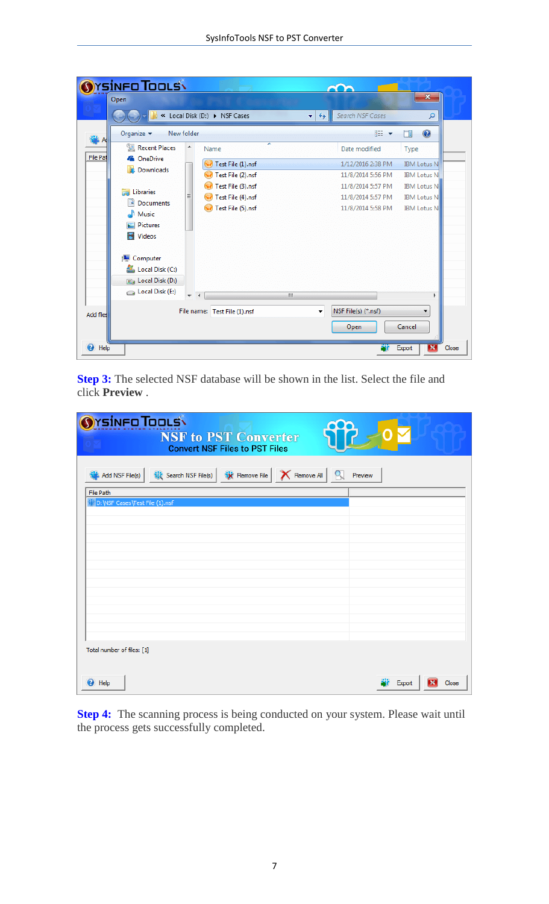**Step 3:** The selected NSF database will be shown in the list. Select the file and click **Preview** .

**Step 4:** The scanning process is being conducted on your system. Please wait until the process gets successfully completed.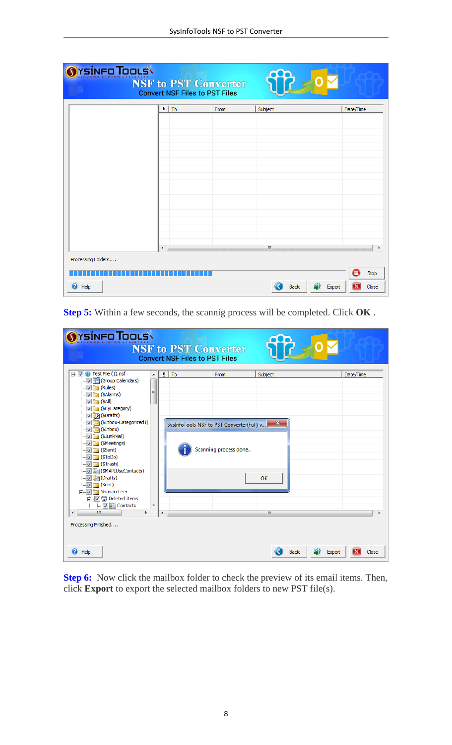**Step 5:** Within a few seconds, the scannig process will be completed. Click **OK** .

**Step 6:** Now click the mailbox folder to check the preview of its email items. Then, click **Export** to export the selected mailbox folders to new PST file(s).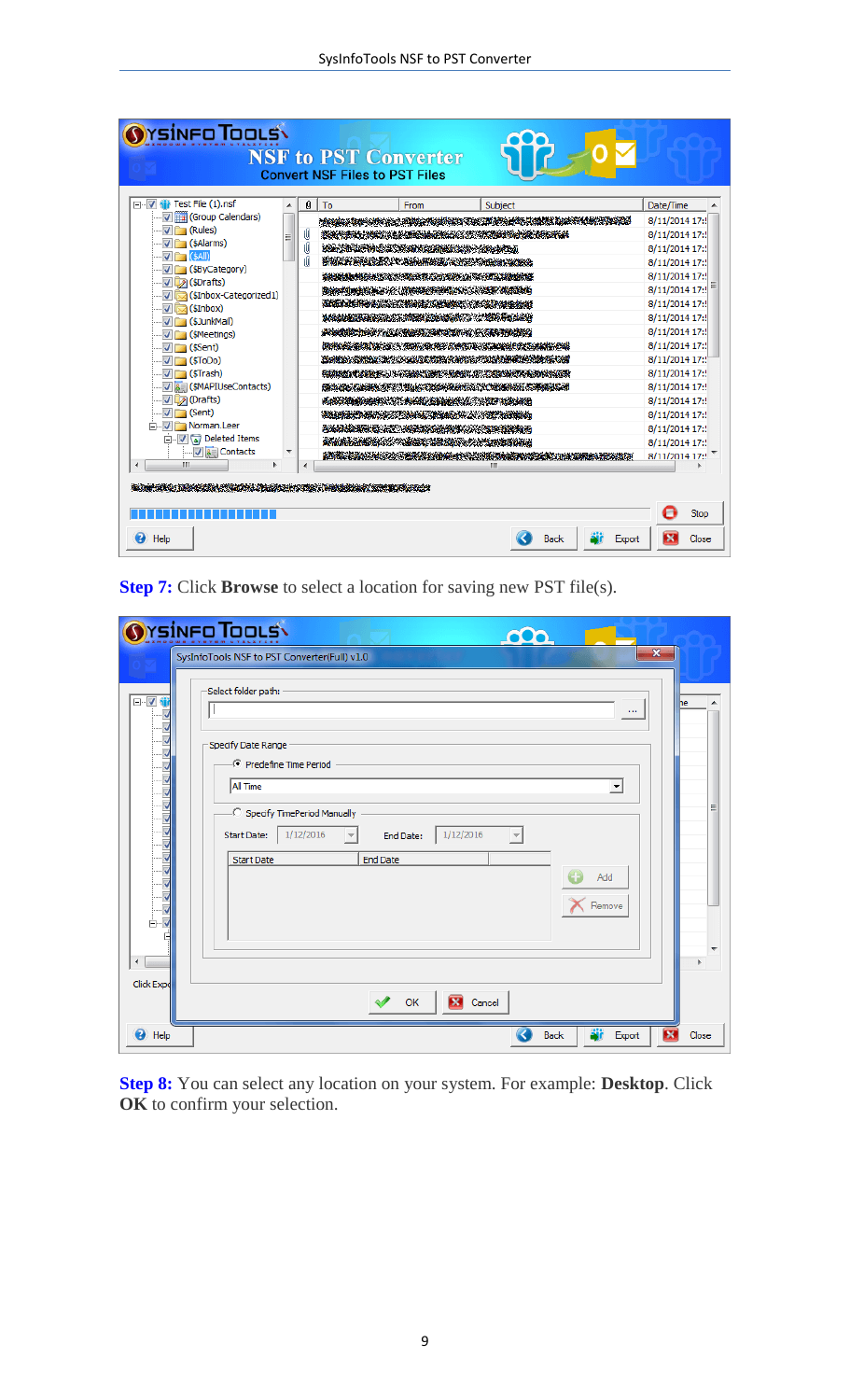**Step 7:** Click **Browse** to select a location for saving new PST file(s).

**Step 8:** You can select any location on your system. For example: **Desktop**. Click **OK** to confirm your selection.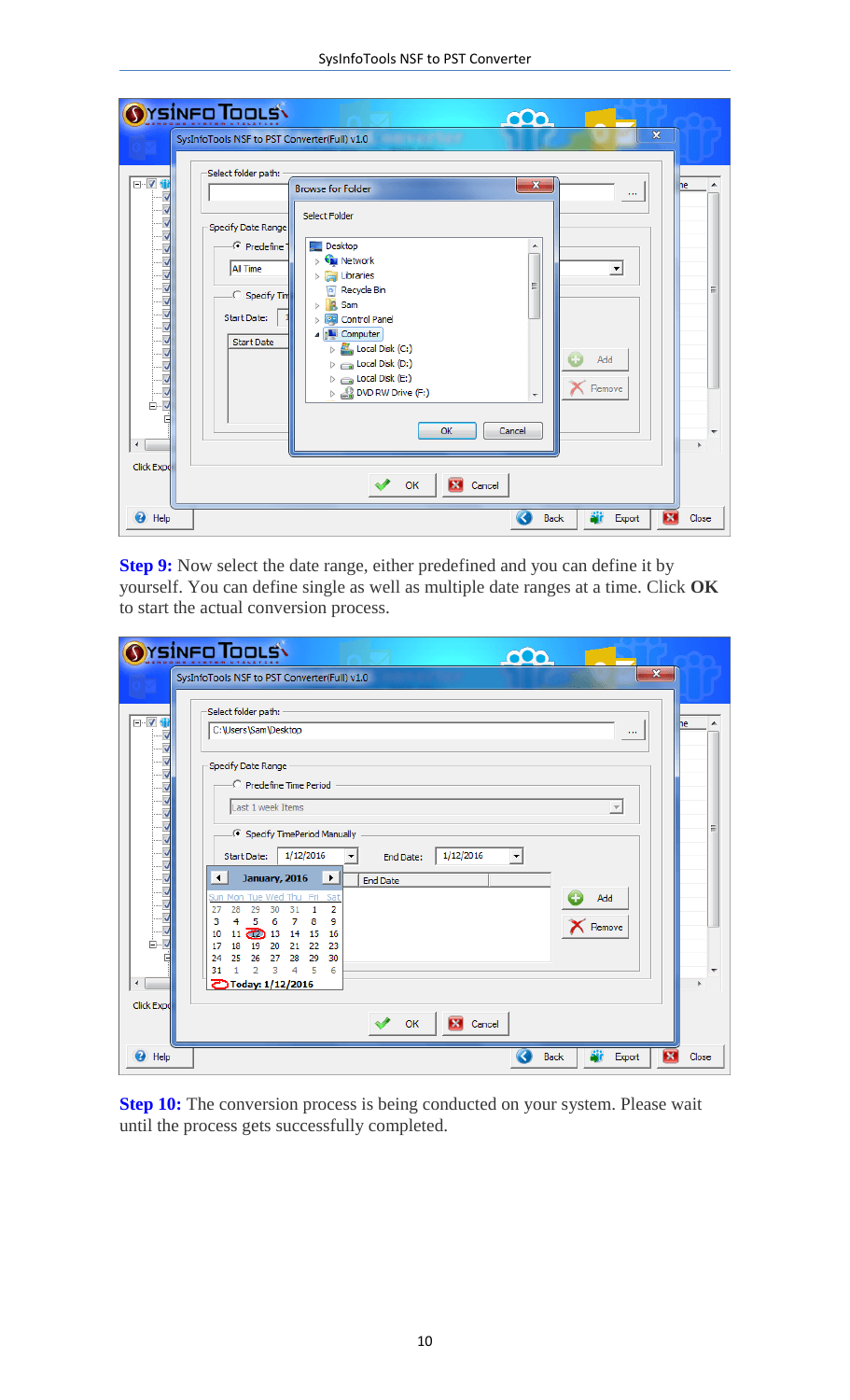**Step 9:** Now select the date range, either predefined and you can define it by yourself. You can define single as well as multiple date ranges at a time. Click **OK** to start the actual conversion process.

**Step 10:** The conversion process is being conducted on your system. Please wait until the process gets successfully completed.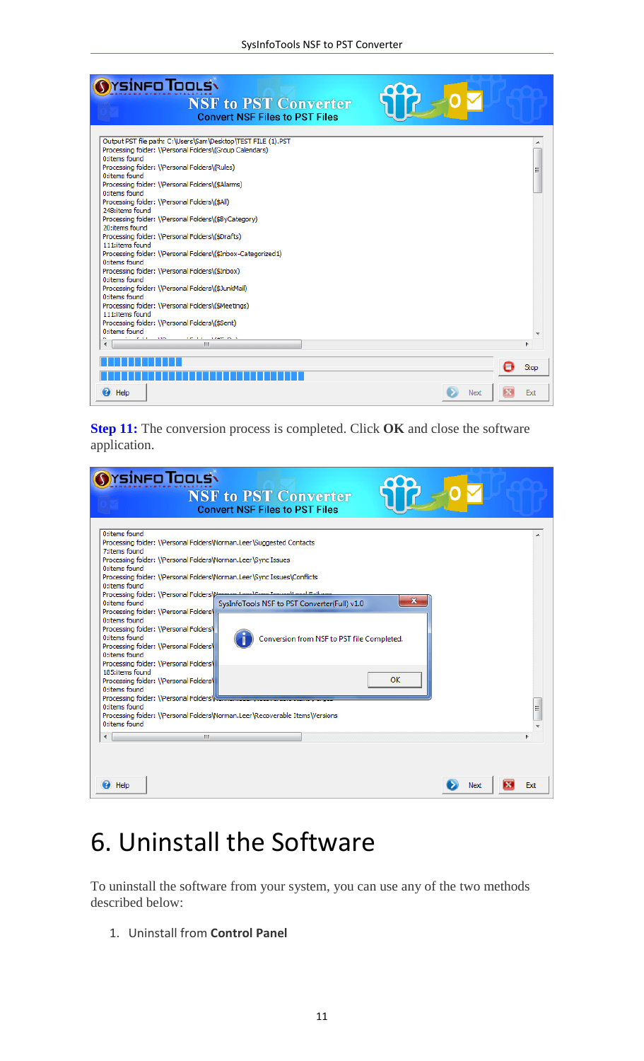**Step 11:** The conversion process is completed. Click **OK** and close the software application.

# 6. Uninstall the Software

To uninstall the software from your system, you can use any of the two methods described below:

1. Uninstall from **Control Panel**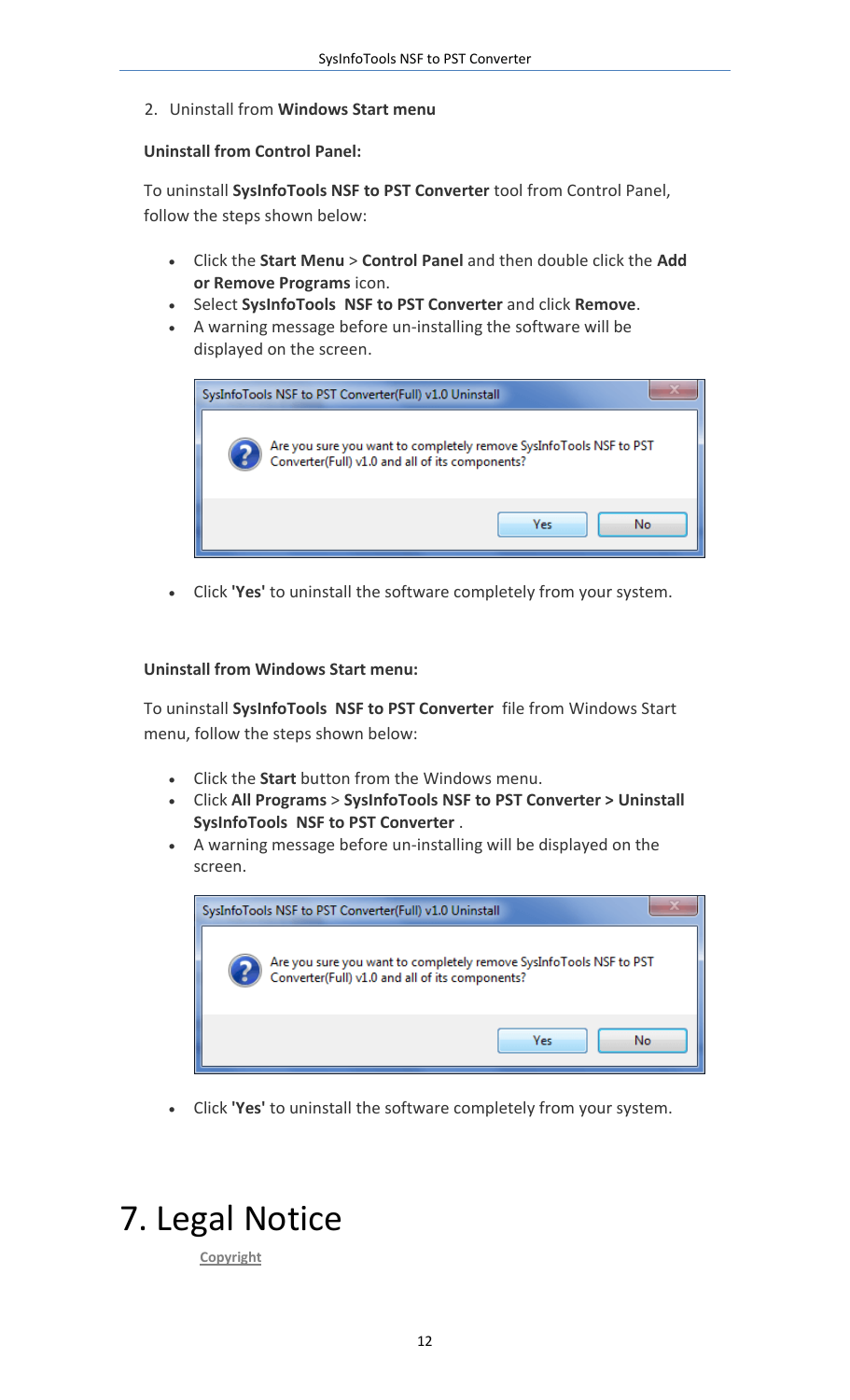2. Uninstall from **Windows Start menu**

**Uninstall from Control Panel:**

To uninstall **SysInfoTools NSF to PST Converter** tool from Control Panel, follow the steps shown below:

- Click the **Start Menu** > **Control Panel** and then double click the **Add or Remove Programs** icon.
- Select **SysInfoTools NSF to PST Converter** and click **Remove**.
- A warning message before un-installing the software will be displayed on the screen.

- Click **'Yes'** to uninstall the software completely from your system.

**Uninstall from Windows Start menu:**

To uninstall **SysInfoTools NSF to PST Converter** file from Windows Start menu, follow the steps shown below:

- Click the **Start** button from the Windows menu.
- Click **All Programs** > **SysInfoTools NSF to PST Converter > Uninstall SysInfoTools NSF to PST Converter** .
- A warning message before un-installing will be displayed on the screen.

- Click **'Yes'** to uninstall the software completely from your system.

# 7. Legal Notice

Copyright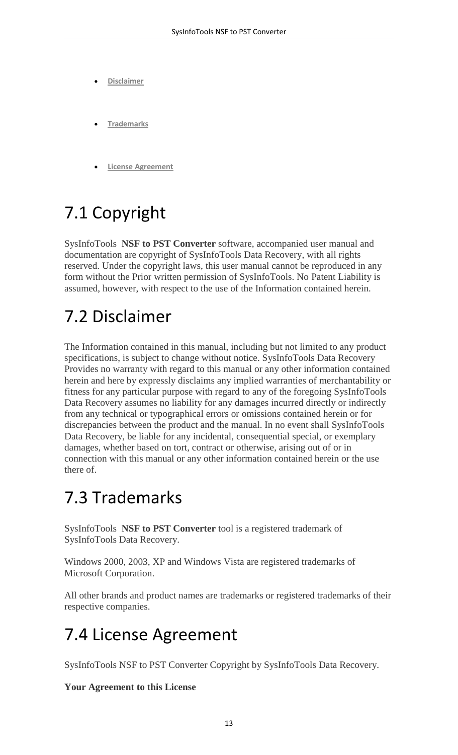- **Disclaimer**
- **Trademarks**
- **License Agreement**

# 7.1 Copyright

SysInfoTools **NSF to PST Converter** software, accompanied user manual and documentation are copyright of SysInfoTools Data Recovery, with all rights reserved. Under the copyright laws, this user manual cannot be reproduced in any form without the Prior written permission of SysInfoTools. No Patent Liability is assumed, however, with respect to the use of the Information contained herein.

# 7.2 Disclaimer

The Information contained in this manual, including but not limited to any product specifications, is subject to change without notice. SysInfoTools Data Recovery Provides no warranty with regard to this manual or any other information contained herein and here by expressly disclaims any implied warranties of merchantability or fitness for any particular purpose with regard to any of the foregoing SysInfoTools Data Recovery assumes no liability for any damages incurred directly or indirectly from any technical or typographical errors or omissions contained herein or for discrepancies between the product and the manual. In no event shall SysInfoTools Data Recovery, be liable for any incidental, consequential special, or exemplary damages, whether based on tort, contract or otherwise, arising out of or in connection with this manual or any other information contained herein or the use there of.

# 7.3 Trademarks

SysInfoTools **NSF to PST Converter** tool is a registered trademark of SysInfoTools Data Recovery.

Windows 2000, 2003, XP and Windows Vista are registered trademarks of Microsoft Corporation.

All other brands and product names are trademarks or registered trademarks of their respective companies.

# 7.4 License Agreement

SysInfoTools NSF to PST Converter Copyright by SysInfoTools Data Recovery.

**Your Agreement to this License**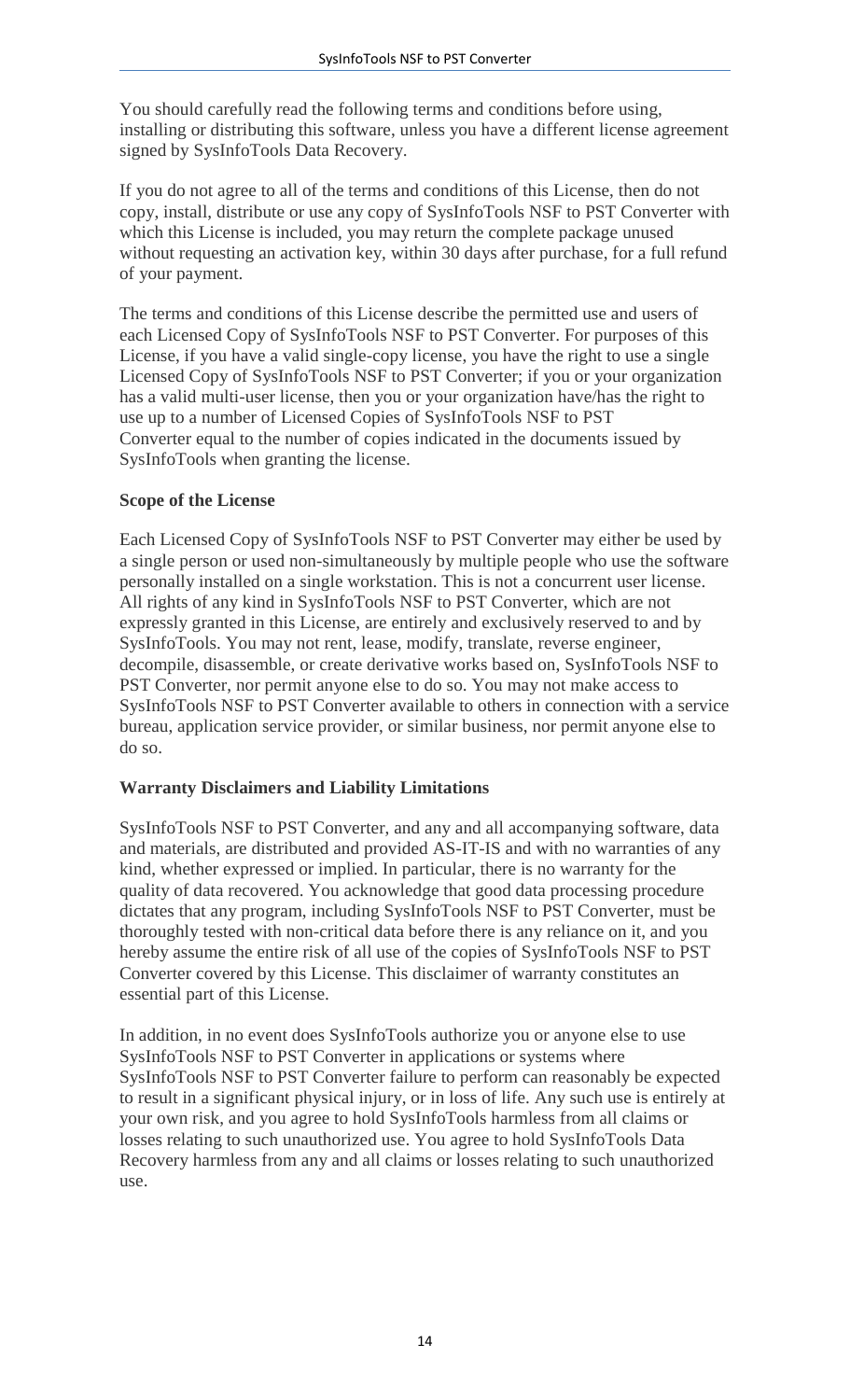You should carefully read the following terms and conditions before using, installing or distributing this software, unless you have a different license agreement signed by SysInfoTools Data Recovery.

If you do not agree to all of the terms and conditions of this License, then do not copy, install, distribute or use any copy of SysInfoTools NSF to PST Converter with which this License is included, you may return the complete package unused without requesting an activation key, within 30 days after purchase, for a full refund of your payment.

The terms and conditions of this License describe the permitted use and users of each Licensed Copy of SysInfoTools NSF to PST Converter. For purposes of this License, if you have a valid single-copy license, you have the right to use a single Licensed Copy of SysInfoTools NSF to PST Converter; if you or your organization has a valid multi-user license, then you or your organization have/has the right to use up to a number of Licensed Copies of SysInfoTools NSF to PST Converter equal to the number of copies indicated in the documents issued by SysInfoTools when granting the license.

**Scope of the License**

Each Licensed Copy of SysInfoTools NSF to PST Converter may either be used by a single person or used non-simultaneously by multiple people who use the software personally installed on a single workstation. This is not a concurrent user license. All rights of any kind in SysInfoTools NSF to PST Converter, which are not expressly granted in this License, are entirely and exclusively reserved to and by SysInfoTools. You may not rent, lease, modify, translate, reverse engineer, decompile, disassemble, or create derivative works based on, SysInfoTools NSF to PST Converter, nor permit anyone else to do so. You may not make access to SysInfoTools NSF to PST Converter available to others in connection with a service bureau, application service provider, or similar business, nor permit anyone else to do so.

**Warranty Disclaimers and Liability Limitations**

SysInfoTools NSF to PST Converter, and any and all accompanying software, data and materials, are distributed and provided AS-IT-IS and with no warranties of any kind, whether expressed or implied. In particular, there is no warranty for the quality of data recovered. You acknowledge that good data processing procedure dictates that any program, including SysInfoTools NSF to PST Converter, must be thoroughly tested with non-critical data before there is any reliance on it, and you hereby assume the entire risk of all use of the copies of SysInfoTools NSF to PST Converter covered by this License. This disclaimer of warranty constitutes an essential part of this License.

In addition, in no event does SysInfoTools authorize you or anyone else to use SysInfoTools NSF to PST Converter in applications or systems where SysInfoTools NSF to PST Converter failure to perform can reasonably be expected to result in a significant physical injury, or in loss of life. Any such use is entirely at your own risk, and you agree to hold SysInfoTools harmless from all claims or losses relating to such unauthorized use. You agree to hold SysInfoTools Data Recovery harmless from any and all claims or losses relating to such unauthorized use.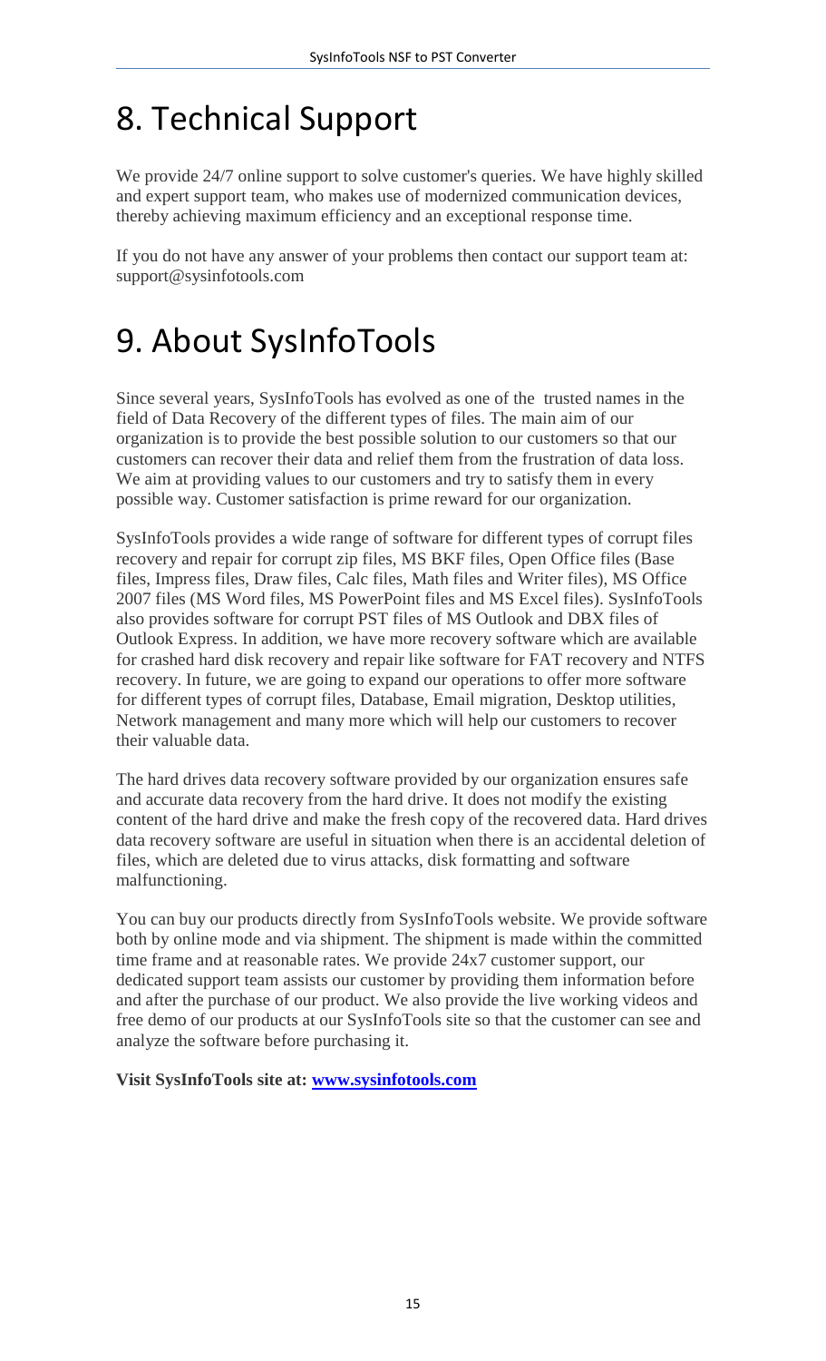# 8. Technical Support

We provide 24/7 online support to solve customer's queries. We have highly skilled and expert support team, who makes use of modernized communication devices, thereby achieving maximum efficiency and an exceptional response time.

If you do not have any answer of your problems then contact our support team at: support@sysinfotools.com

# 9. About SysInfoTools

Since several years, SysInfoTools has evolved as one of the trusted names in the field of Data Recovery of the different types of files. The main aim of our organization is to provide the best possible solution to our customers so that our customers can recover their data and relief them from the frustration of data loss. We aim at providing values to our customers and try to satisfy them in every possible way. Customer satisfaction is prime reward for our organization.

SysInfoTools provides a wide range of software for different types of corrupt files recovery and repair for corrupt zip files, MS BKF files, Open Office files (Base files, Impress files, Draw files, Calc files, Math files and Writer files), MS Office 2007 files (MS Word files, MS PowerPoint files and MS Excel files). SysInfoTools also provides software for corrupt PST files of MS Outlook and DBX files of Outlook Express. In addition, we have more recovery software which are available for crashed hard disk recovery and repair like software for FAT recovery and NTFS recovery. In future, we are going to expand our operations to offer more software for different types of corrupt files, Database, Email migration, Desktop utilities, Network management and many more which will help our customers to recover their valuable data.

The hard drives data recovery software provided by our organization ensures safe and accurate data recovery from the hard drive. It does not modify the existing content of the hard drive and make the fresh copy of the recovered data. Hard drives data recovery software are useful in situation when there is an accidental deletion of files, which are deleted due to virus attacks, disk formatting and software malfunctioning.

You can buy our products directly from SysInfoTools website. We provide software both by online mode and via shipment. The shipment is made within the committed time frame and at reasonable rates. We provide 24x7 customer support, our dedicated support team assists our customer by providing them information before and after the purchase of our product. We also provide the live working videos and free demo of our products at our SysInfoTools site so that the customer can see and analyze the software before purchasing it.

**Visit SysInfoTools site at: [www.sysinfotools.com](www.sysinfotools.com)**